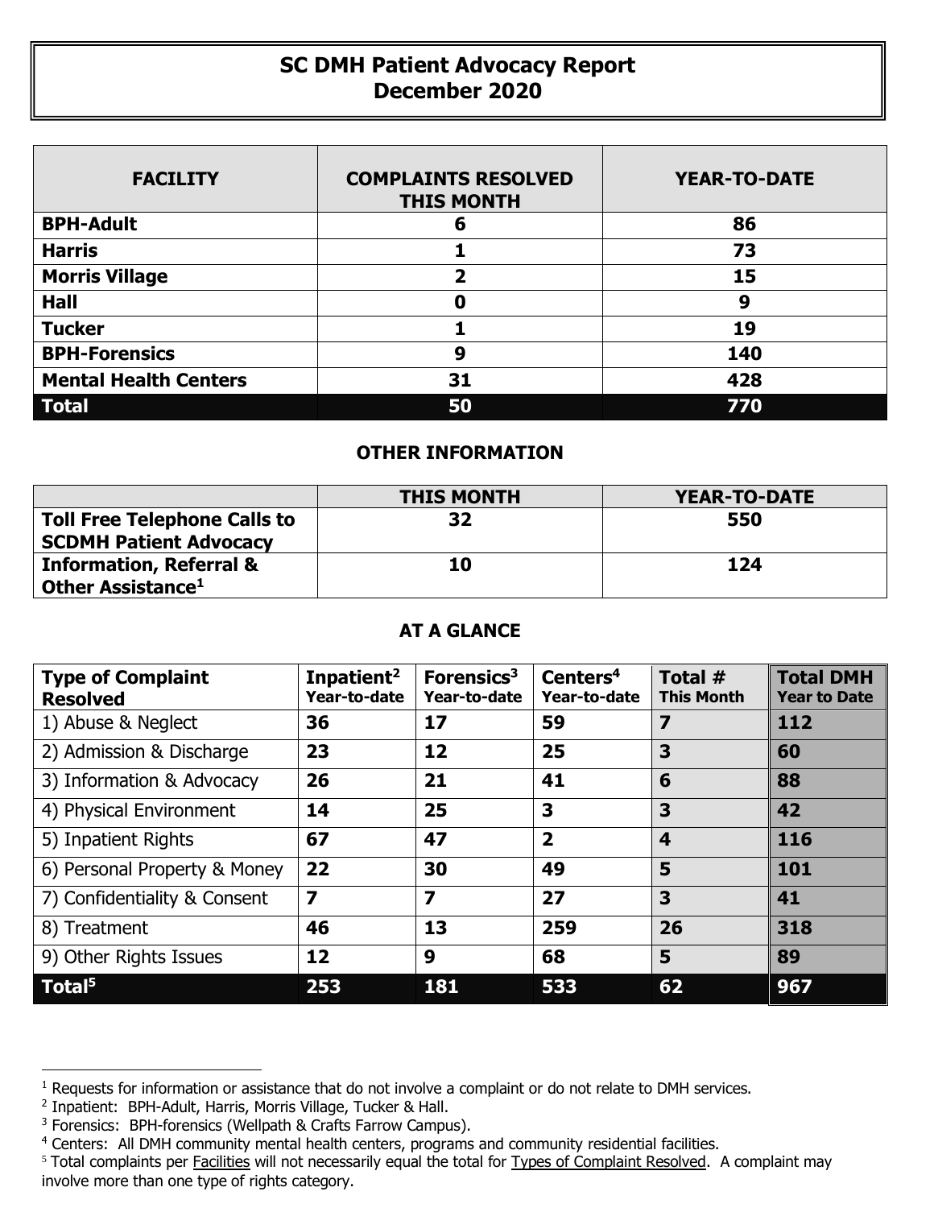# SC DMH Patient Advocacy Report
# December 2020

| FACILITY | COMPLAINTS RESOLVED THIS MONTH | YEAR-TO-DATE |
|---|---|---|
| **BPH-Adult** | **6** | **86** |
| **Harris** | **1** | **73** |
| **Morris Village** | **2** | **15** |
| **Hall** | **0** | **9** |
| **Tucker** | **1** | **19** |
| **BPH-Forensics** | **9** | **140** |
| **Mental Health Centers** | **31** | **428** |
| **Total** | **50** | **770** |

## OTHER INFORMATION

| | THIS MONTH | YEAR-TO-DATE |
|---|---|---|
| **Toll Free Telephone Calls to SCDMH Patient Advocacy** | **32** | **550** |
| **Information, Referral & Other Assistance**[1] | **10** | **124** |

## AT A GLANCE

| Type of Complaint Resolved | Inpatient[2] Year-to-date | Forensics[3] Year-to-date | Centers[4] Year-to-date | Total # This Month | Total DMH Year to Date |
|---|---|---|---|---|---|
| 1) Abuse & Neglect | **36** | **17** | **59** | **7** | **112** |
| 2) Admission & Discharge | **23** | **12** | **25** | **3** | **60** |
| 3) Information & Advocacy | **26** | **21** | **41** | **6** | **88** |
| 4) Physical Environment | **14** | **25** | **3** | **3** | **42** |
| 5) Inpatient Rights | **67** | **47** | **2** | **4** | **116** |
| 6) Personal Property & Money | **22** | **30** | **49** | **5** | **101** |
| 7) Confidentiality & Consent | **7** | **7** | **27** | **3** | **41** |
| 8) Treatment | **46** | **13** | **259** | **26** | **318** |
| 9) Other Rights Issues | **12** | **9** | **68** | **5** | **89** |
| **Total**[5] | **253** | **181** | **533** | **62** | **967** |

---

[1] Requests for information or assistance that do not involve a complaint or do not relate to DMH services.

[2] Inpatient: BPH-Adult, Harris, Morris Village, Tucker & Hall.

[3] Forensics: BPH-forensics (Wellpath & Crafts Farrow Campus).

[4] Centers: All DMH community mental health centers, programs and community residential facilities.

[5] Total complaints per Facilities will not necessarily equal the total for Types of Complaint Resolved. A complaint may involve more than one type of rights category.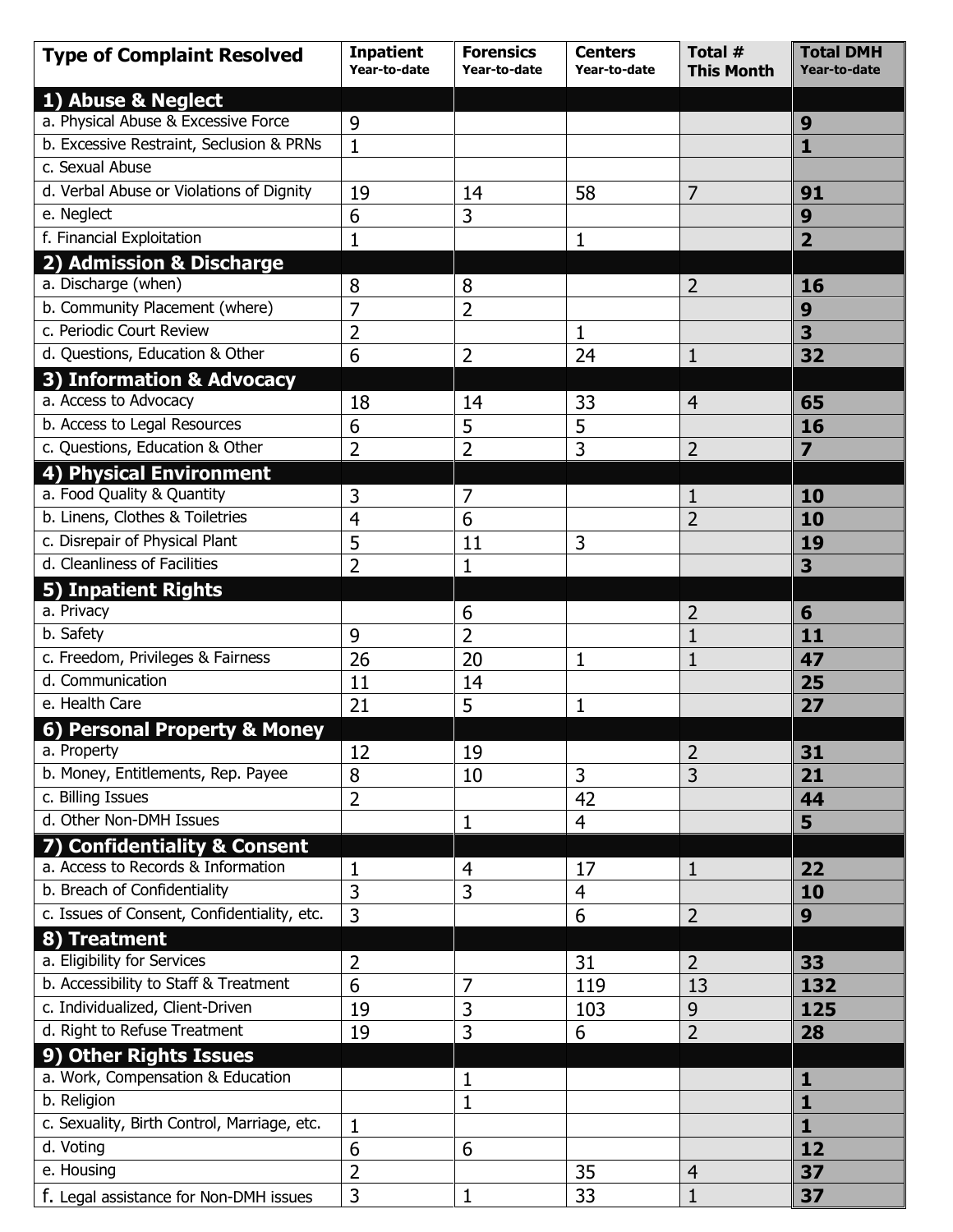| Type of Complaint Resolved | Inpatient Year-to-date | Forensics Year-to-date | Centers Year-to-date | Total # This Month | Total DMH Year-to-date |
|---|---|---|---|---|---|
| **1) Abuse & Neglect** | | | | | |
| a. Physical Abuse & Excessive Force | 9 | | | | **9** |
| b. Excessive Restraint, Seclusion & PRNs | 1 | | | | **1** |
| c. Sexual Abuse | | | | | |
| d. Verbal Abuse or Violations of Dignity | 19 | 14 | 58 | 7 | **91** |
| e. Neglect | 6 | 3 | | | **9** |
| f. Financial Exploitation | 1 | | 1 | | **2** |
| **2) Admission & Discharge** | | | | | |
| a. Discharge (when) | 8 | 8 | | 2 | **16** |
| b. Community Placement (where) | 7 | 2 | | | **9** |
| c. Periodic Court Review | 2 | | 1 | | **3** |
| d. Questions, Education & Other | 6 | 2 | 24 | 1 | **32** |
| **3) Information & Advocacy** | | | | | |
| a. Access to Advocacy | 18 | 14 | 33 | 4 | **65** |
| b. Access to Legal Resources | 6 | 5 | 5 | | **16** |
| c. Questions, Education & Other | 2 | 2 | 3 | 2 | **7** |
| **4) Physical Environment** | | | | | |
| a. Food Quality & Quantity | 3 | 7 | | 1 | **10** |
| b. Linens, Clothes & Toiletries | 4 | 6 | | 2 | **10** |
| c. Disrepair of Physical Plant | 5 | 11 | 3 | | **19** |
| d. Cleanliness of Facilities | 2 | 1 | | | **3** |
| **5) Inpatient Rights** | | | | | |
| a. Privacy | | 6 | | 2 | **6** |
| b. Safety | 9 | 2 | | 1 | **11** |
| c. Freedom, Privileges & Fairness | 26 | 20 | 1 | 1 | **47** |
| d. Communication | 11 | 14 | | | **25** |
| e. Health Care | 21 | 5 | 1 | | **27** |
| **6) Personal Property & Money** | | | | | |
| a. Property | 12 | 19 | | 2 | **31** |
| b. Money, Entitlements, Rep. Payee | 8 | 10 | 3 | 3 | **21** |
| c. Billing Issues | 2 | | 42 | | **44** |
| d. Other Non-DMH Issues | | 1 | 4 | | **5** |
| **7) Confidentiality & Consent** | | | | | |
| a. Access to Records & Information | 1 | 4 | 17 | 1 | **22** |
| b. Breach of Confidentiality | 3 | 3 | 4 | | **10** |
| c. Issues of Consent, Confidentiality, etc. | 3 | | 6 | 2 | **9** |
| **8) Treatment** | | | | | |
| a. Eligibility for Services | 2 | | 31 | 2 | **33** |
| b. Accessibility to Staff & Treatment | 6 | 7 | 119 | 13 | **132** |
| c. Individualized, Client-Driven | 19 | 3 | 103 | 9 | **125** |
| d. Right to Refuse Treatment | 19 | 3 | 6 | 2 | **28** |
| **9) Other Rights Issues** | | | | | |
| a. Work, Compensation & Education | | 1 | | | **1** |
| b. Religion | | 1 | | | **1** |
| c. Sexuality, Birth Control, Marriage, etc. | 1 | | | | **1** |
| d. Voting | 6 | 6 | | | **12** |
| e. Housing | 2 | | 35 | 4 | **37** |
| f. Legal assistance for Non-DMH issues | 3 | 1 | 33 | 1 | **37** |